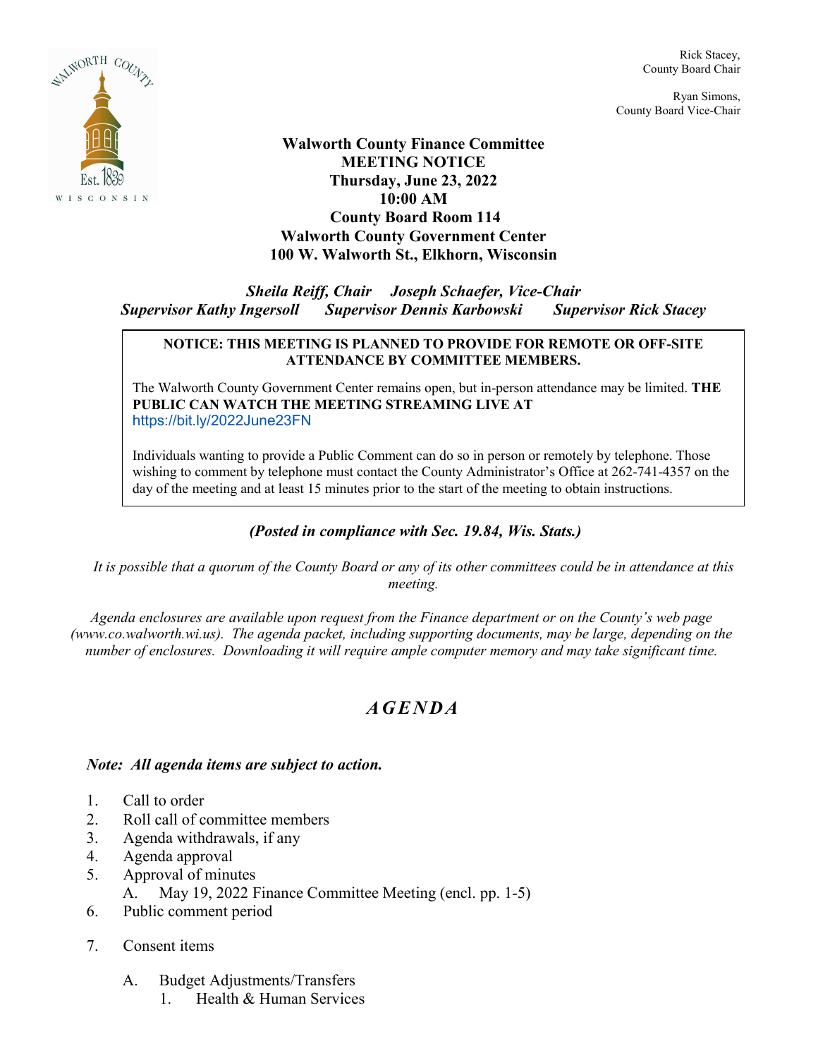Rick Stacey,
County Board Chair

Ryan Simons,
County Board Vice-Chair

# Walworth County Finance Committee
## MEETING NOTICE
**Thursday, June 23, 2022**
**10:00 AM**
**County Board Room 114**
**Walworth County Government Center**
**100 W. Walworth St., Elkhorn, Wisconsin**

***Sheila Reiff, Chair Joseph Schaefer, Vice-Chair***
***Supervisor Kathy Ingersoll Supervisor Dennis Karbowski Supervisor Rick Stacey***

**NOTICE: THIS MEETING IS PLANNED TO PROVIDE FOR REMOTE OR OFF-SITE ATTENDANCE BY COMMITTEE MEMBERS.**

The Walworth County Government Center remains open, but in-person attendance may be limited. **THE PUBLIC CAN WATCH THE MEETING STREAMING LIVE AT** https://bit.ly/2022June23FN

Individuals wanting to provide a Public Comment can do so in person or remotely by telephone. Those wishing to comment by telephone must contact the County Administrator's Office at 262-741-4357 on the day of the meeting and at least 15 minutes prior to the start of the meeting to obtain instructions.

***(Posted in compliance with Sec. 19.84, Wis. Stats.)***

*It is possible that a quorum of the County Board or any of its other committees could be in attendance at this meeting.*

*Agenda enclosures are available upon request from the Finance department or on the County's web page (www.co.walworth.wi.us). The agenda packet, including supporting documents, may be large, depending on the number of enclosures. Downloading it will require ample computer memory and may take significant time.*

## *AGENDA*

***Note: All agenda items are subject to action.***

1. Call to order
2. Roll call of committee members
3. Agenda withdrawals, if any
4. Agenda approval
5. Approval of minutes
   A. May 19, 2022 Finance Committee Meeting (encl. pp. 1-5)
6. Public comment period
7. Consent items

   A. Budget Adjustments/Transfers
      1. Health & Human Services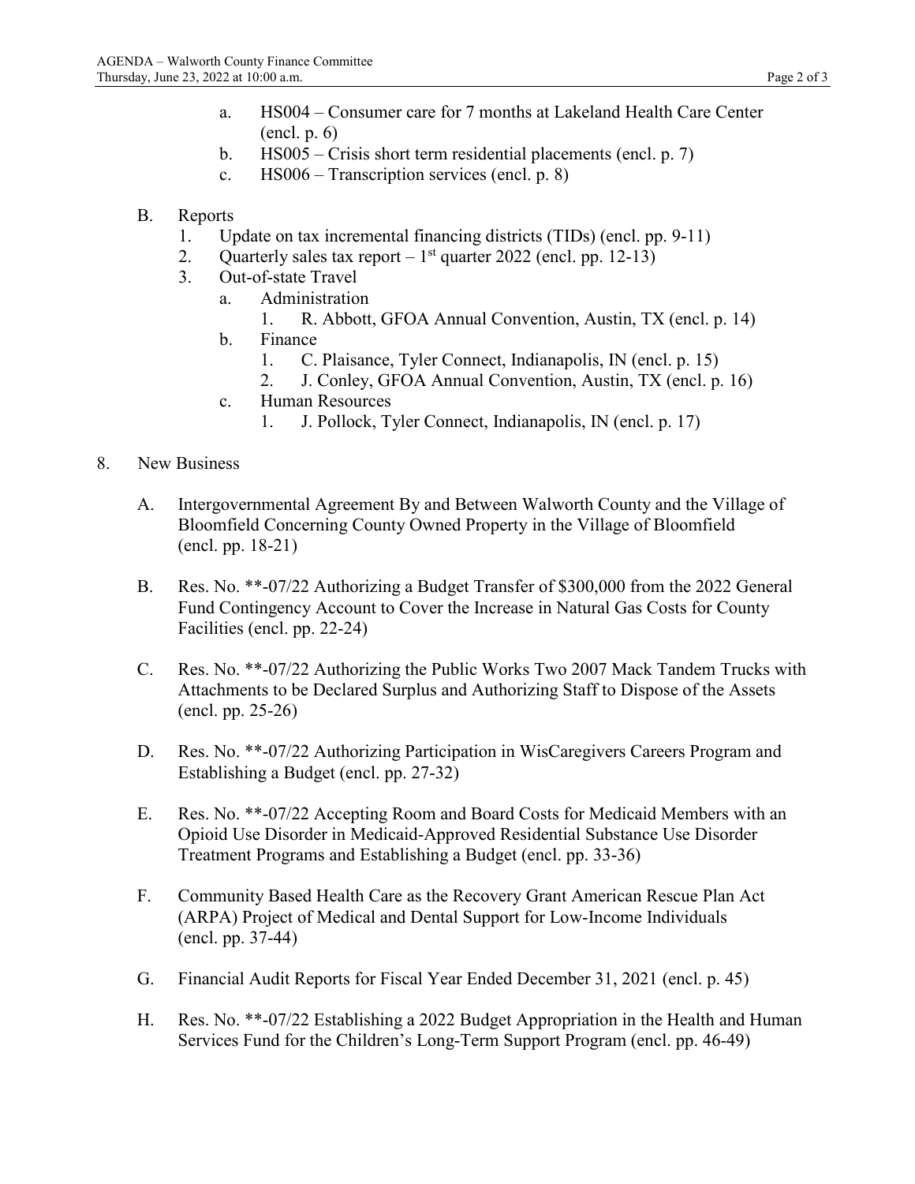- a. HS004 – Consumer care for 7 months at Lakeland Health Care Center (encl. p. 6)
   - b. HS005 – Crisis short term residential placements (encl. p. 7)
   - c. HS006 – Transcription services (encl. p. 8)

B. Reports

1. Update on tax incremental financing districts (TIDs) (encl. pp. 9-11)
2. Quarterly sales tax report – 1st quarter 2022 (encl. pp. 12-13)
3. Out-of-state Travel
   - a. Administration
     1. R. Abbott, GFOA Annual Convention, Austin, TX (encl. p. 14)
   - b. Finance
     1. C. Plaisance, Tyler Connect, Indianapolis, IN (encl. p. 15)
     2. J. Conley, GFOA Annual Convention, Austin, TX (encl. p. 16)
   - c. Human Resources
     1. J. Pollock, Tyler Connect, Indianapolis, IN (encl. p. 17)

8. New Business

A. Intergovernmental Agreement By and Between Walworth County and the Village of Bloomfield Concerning County Owned Property in the Village of Bloomfield (encl. pp. 18-21)

B. Res. No. **-07/22 Authorizing a Budget Transfer of $300,000 from the 2022 General Fund Contingency Account to Cover the Increase in Natural Gas Costs for County Facilities (encl. pp. 22-24)

C. Res. No. **-07/22 Authorizing the Public Works Two 2007 Mack Tandem Trucks with Attachments to be Declared Surplus and Authorizing Staff to Dispose of the Assets (encl. pp. 25-26)

D. Res. No. **-07/22 Authorizing Participation in WisCaregivers Careers Program and Establishing a Budget (encl. pp. 27-32)

E. Res. No. **-07/22 Accepting Room and Board Costs for Medicaid Members with an Opioid Use Disorder in Medicaid-Approved Residential Substance Use Disorder Treatment Programs and Establishing a Budget (encl. pp. 33-36)

F. Community Based Health Care as the Recovery Grant American Rescue Plan Act (ARPA) Project of Medical and Dental Support for Low-Income Individuals (encl. pp. 37-44)

G. Financial Audit Reports for Fiscal Year Ended December 31, 2021 (encl. p. 45)

H. Res. No. **-07/22 Establishing a 2022 Budget Appropriation in the Health and Human Services Fund for the Children's Long-Term Support Program (encl. pp. 46-49)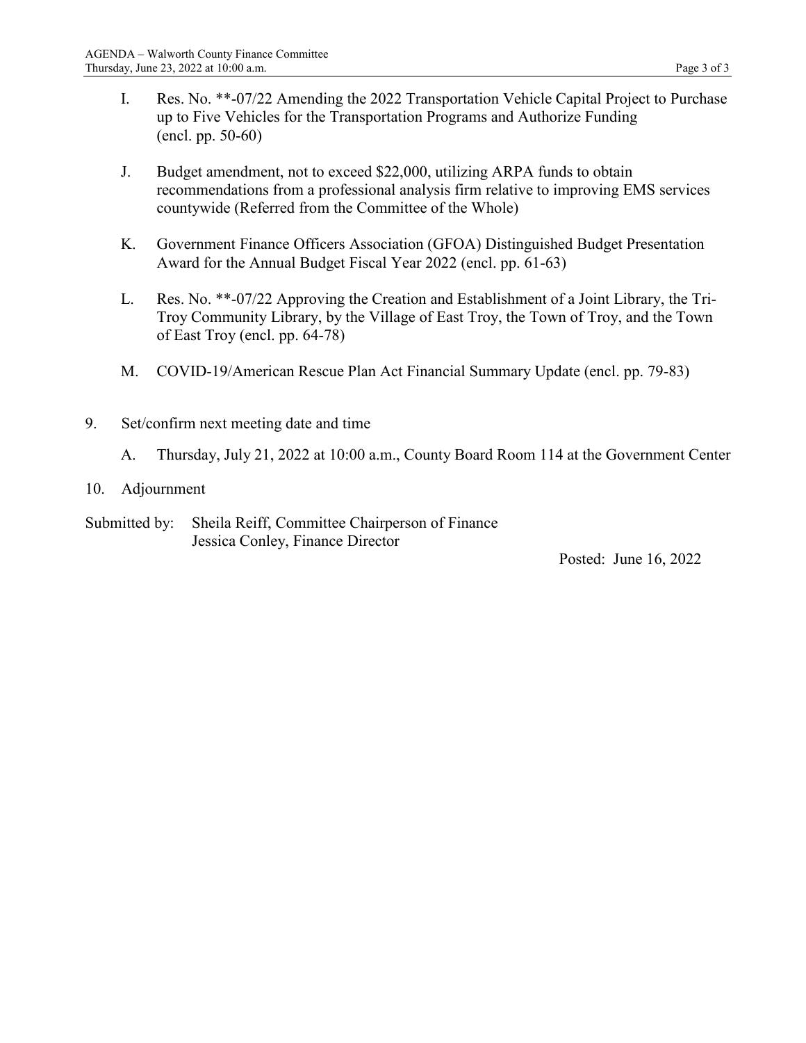I. Res. No. **-07/22 Amending the 2022 Transportation Vehicle Capital Project to Purchase up to Five Vehicles for the Transportation Programs and Authorize Funding (encl. pp. 50-60)

J. Budget amendment, not to exceed $22,000, utilizing ARPA funds to obtain recommendations from a professional analysis firm relative to improving EMS services countywide (Referred from the Committee of the Whole)

K. Government Finance Officers Association (GFOA) Distinguished Budget Presentation Award for the Annual Budget Fiscal Year 2022 (encl. pp. 61-63)

L. Res. No. **-07/22 Approving the Creation and Establishment of a Joint Library, the Tri-Troy Community Library, by the Village of East Troy, the Town of Troy, and the Town of East Troy (encl. pp. 64-78)

M. COVID-19/American Rescue Plan Act Financial Summary Update (encl. pp. 79-83)

9. Set/confirm next meeting date and time

   A. Thursday, July 21, 2022 at 10:00 a.m., County Board Room 114 at the Government Center

10. Adjournment

Submitted by: Sheila Reiff, Committee Chairperson of Finance
Jessica Conley, Finance Director

Posted: June 16, 2022